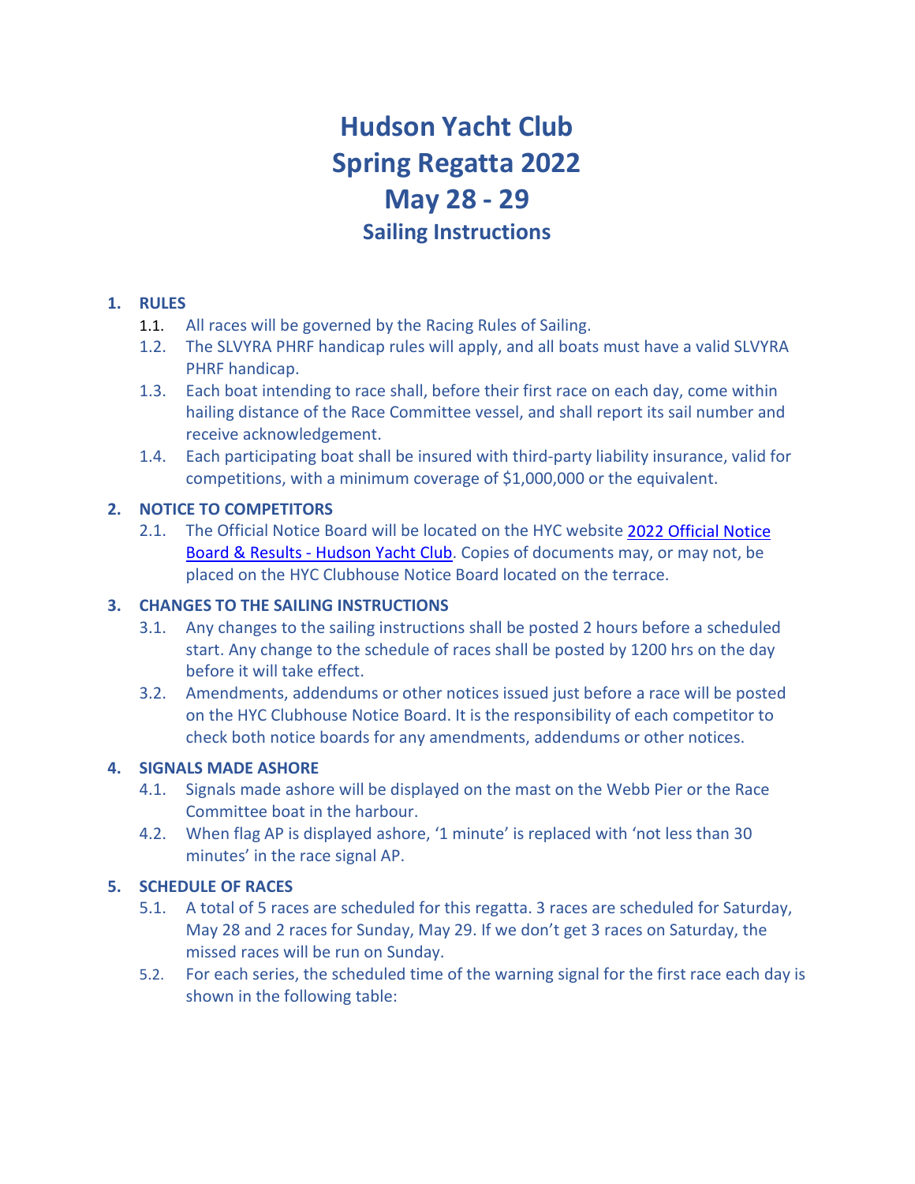# Hudson Yacht Club
# Spring Regatta 2022
# May 28 - 29
## Sailing Instructions

**1. RULES**

1.1. All races will be governed by the Racing Rules of Sailing.

1.2. The SLVYRA PHRF handicap rules will apply, and all boats must have a valid SLVYRA PHRF handicap.

1.3. Each boat intending to race shall, before their first race on each day, come within hailing distance of the Race Committee vessel, and shall report its sail number and receive acknowledgement.

1.4. Each participating boat shall be insured with third-party liability insurance, valid for competitions, with a minimum coverage of $1,000,000 or the equivalent.

**2. NOTICE TO COMPETITORS**

2.1. The Official Notice Board will be located on the HYC website [2022 Official Notice Board & Results - Hudson Yacht Club](). Copies of documents may, or may not, be placed on the HYC Clubhouse Notice Board located on the terrace.

**3. CHANGES TO THE SAILING INSTRUCTIONS**

3.1. Any changes to the sailing instructions shall be posted 2 hours before a scheduled start. Any change to the schedule of races shall be posted by 1200 hrs on the day before it will take effect.

3.2. Amendments, addendums or other notices issued just before a race will be posted on the HYC Clubhouse Notice Board. It is the responsibility of each competitor to check both notice boards for any amendments, addendums or other notices.

**4. SIGNALS MADE ASHORE**

4.1. Signals made ashore will be displayed on the mast on the Webb Pier or the Race Committee boat in the harbour.

4.2. When flag AP is displayed ashore, '1 minute' is replaced with 'not less than 30 minutes' in the race signal AP.

**5. SCHEDULE OF RACES**

5.1. A total of 5 races are scheduled for this regatta. 3 races are scheduled for Saturday, May 28 and 2 races for Sunday, May 29. If we don't get 3 races on Saturday, the missed races will be run on Sunday.

5.2. For each series, the scheduled time of the warning signal for the first race each day is shown in the following table: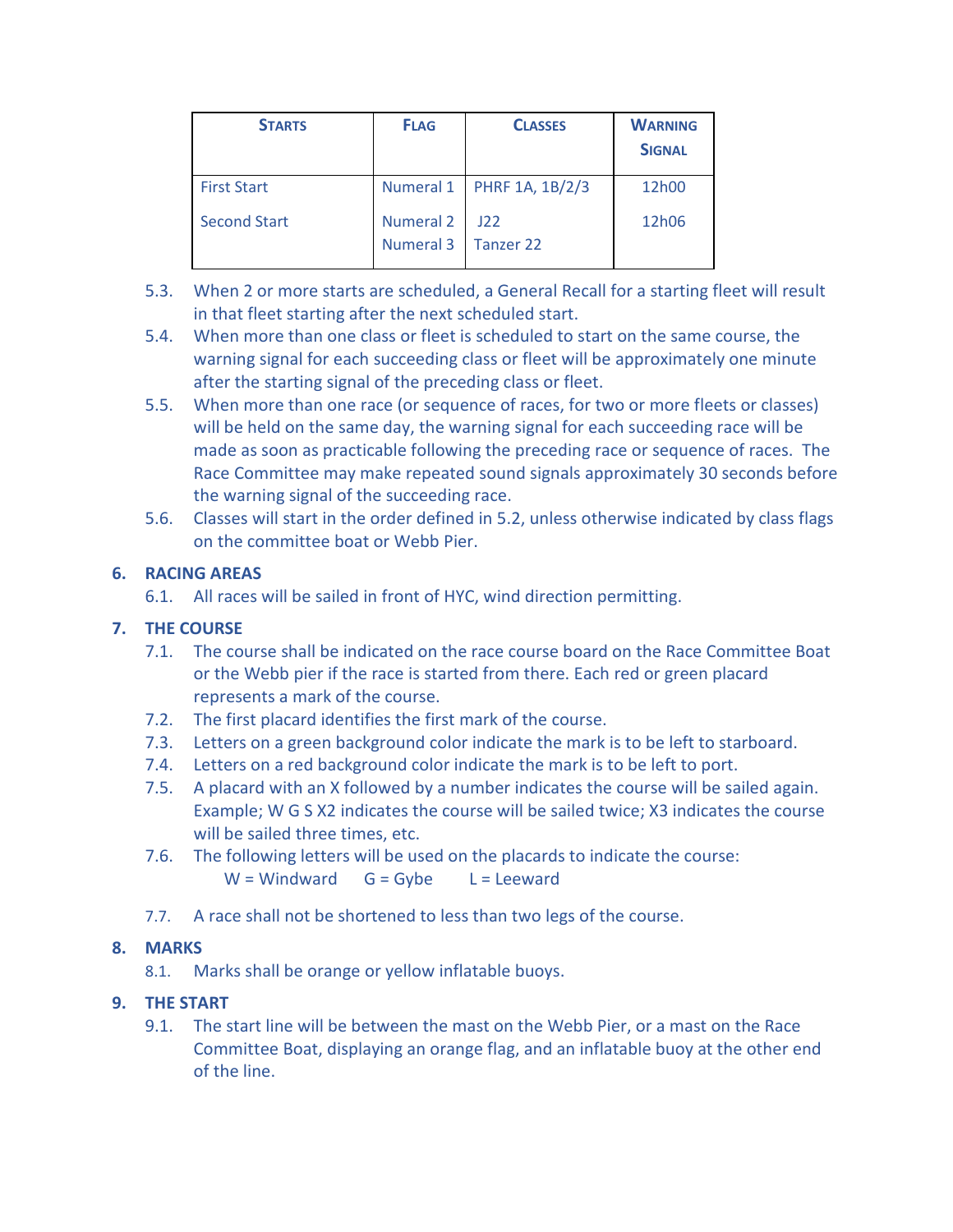| **STARTS** | **FLAG** | **CLASSES** | **WARNING SIGNAL** |
|---|---|---|---|
| First Start | Numeral 1 | PHRF 1A, 1B/2/3 | 12h00 |
| Second Start | Numeral 2<br>Numeral 3 | J22<br>Tanzer 22 | 12h06 |

5.3. When 2 or more starts are scheduled, a General Recall for a starting fleet will result in that fleet starting after the next scheduled start.

5.4. When more than one class or fleet is scheduled to start on the same course, the warning signal for each succeeding class or fleet will be approximately one minute after the starting signal of the preceding class or fleet.

5.5. When more than one race (or sequence of races, for two or more fleets or classes) will be held on the same day, the warning signal for each succeeding race will be made as soon as practicable following the preceding race or sequence of races. The Race Committee may make repeated sound signals approximately 30 seconds before the warning signal of the succeeding race.

5.6. Classes will start in the order defined in 5.2, unless otherwise indicated by class flags on the committee boat or Webb Pier.

## 6. RACING AREAS

6.1. All races will be sailed in front of HYC, wind direction permitting.

## 7. THE COURSE

7.1. The course shall be indicated on the race course board on the Race Committee Boat or the Webb pier if the race is started from there. Each red or green placard represents a mark of the course.

7.2. The first placard identifies the first mark of the course.

7.3. Letters on a green background color indicate the mark is to be left to starboard.

7.4. Letters on a red background color indicate the mark is to be left to port.

7.5. A placard with an X followed by a number indicates the course will be sailed again. Example; W G S X2 indicates the course will be sailed twice; X3 indicates the course will be sailed three times, etc.

7.6. The following letters will be used on the placards to indicate the course:
W = Windward G = Gybe L = Leeward

7.7. A race shall not be shortened to less than two legs of the course.

## 8. MARKS

8.1. Marks shall be orange or yellow inflatable buoys.

## 9. THE START

9.1. The start line will be between the mast on the Webb Pier, or a mast on the Race Committee Boat, displaying an orange flag, and an inflatable buoy at the other end of the line.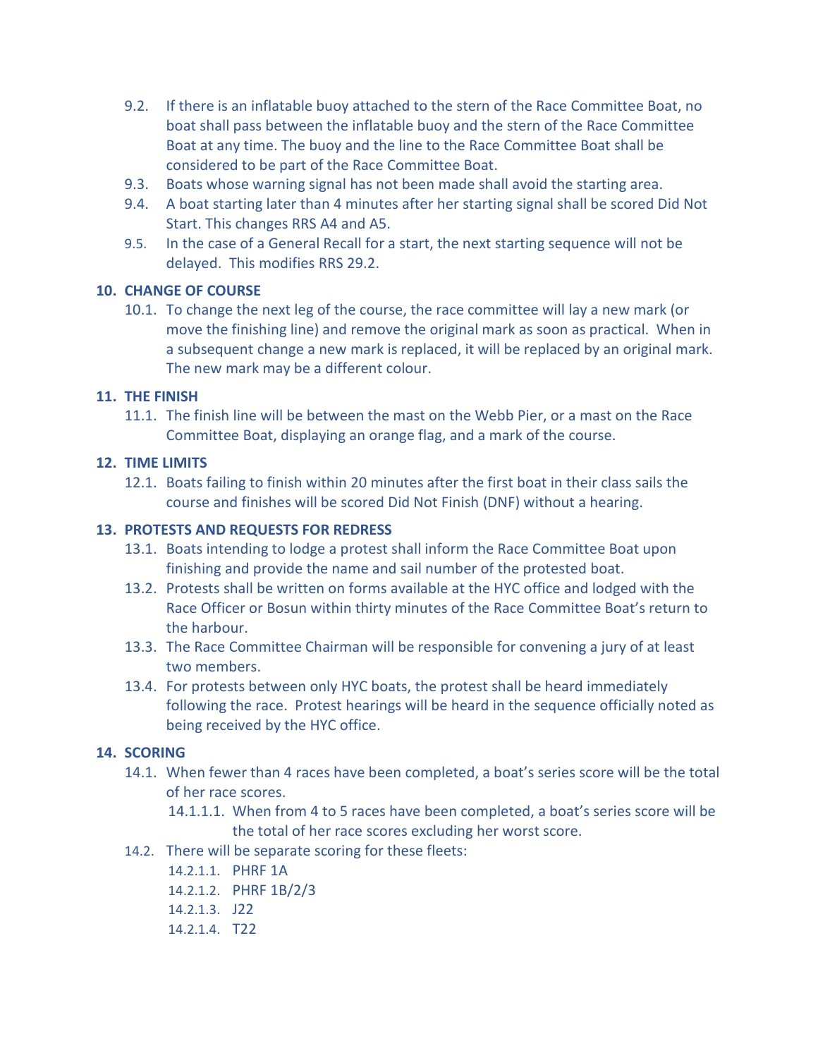9.2. If there is an inflatable buoy attached to the stern of the Race Committee Boat, no boat shall pass between the inflatable buoy and the stern of the Race Committee Boat at any time. The buoy and the line to the Race Committee Boat shall be considered to be part of the Race Committee Boat.

9.3. Boats whose warning signal has not been made shall avoid the starting area.

9.4. A boat starting later than 4 minutes after her starting signal shall be scored Did Not Start. This changes RRS A4 and A5.

9.5. In the case of a General Recall for a start, the next starting sequence will not be delayed. This modifies RRS 29.2.

## 10. CHANGE OF COURSE

10.1. To change the next leg of the course, the race committee will lay a new mark (or move the finishing line) and remove the original mark as soon as practical. When in a subsequent change a new mark is replaced, it will be replaced by an original mark. The new mark may be a different colour.

## 11. THE FINISH

11.1. The finish line will be between the mast on the Webb Pier, or a mast on the Race Committee Boat, displaying an orange flag, and a mark of the course.

## 12. TIME LIMITS

12.1. Boats failing to finish within 20 minutes after the first boat in their class sails the course and finishes will be scored Did Not Finish (DNF) without a hearing.

## 13. PROTESTS AND REQUESTS FOR REDRESS

13.1. Boats intending to lodge a protest shall inform the Race Committee Boat upon finishing and provide the name and sail number of the protested boat.

13.2. Protests shall be written on forms available at the HYC office and lodged with the Race Officer or Bosun within thirty minutes of the Race Committee Boat's return to the harbour.

13.3. The Race Committee Chairman will be responsible for convening a jury of at least two members.

13.4. For protests between only HYC boats, the protest shall be heard immediately following the race. Protest hearings will be heard in the sequence officially noted as being received by the HYC office.

## 14. SCORING

14.1. When fewer than 4 races have been completed, a boat's series score will be the total of her race scores.

- 14.1.1.1. When from 4 to 5 races have been completed, a boat's series score will be the total of her race scores excluding her worst score.

14.2. There will be separate scoring for these fleets:

- 14.2.1.1. PHRF 1A
- 14.2.1.2. PHRF 1B/2/3
- 14.2.1.3. J22
- 14.2.1.4. T22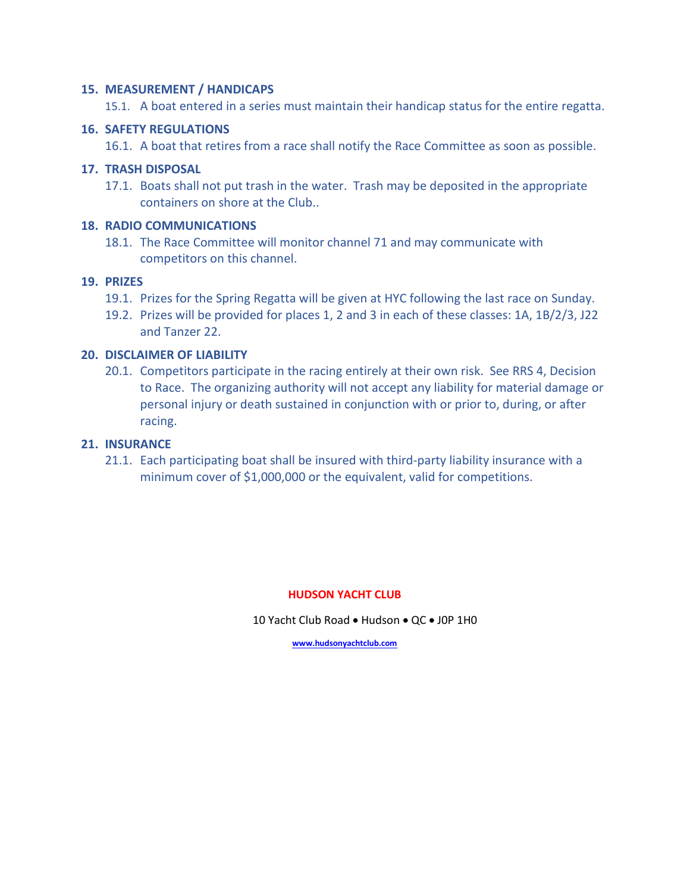## 15. MEASUREMENT / HANDICAPS

15.1. A boat entered in a series must maintain their handicap status for the entire regatta.

## 16. SAFETY REGULATIONS

16.1. A boat that retires from a race shall notify the Race Committee as soon as possible.

## 17. TRASH DISPOSAL

17.1. Boats shall not put trash in the water. Trash may be deposited in the appropriate containers on shore at the Club..

## 18. RADIO COMMUNICATIONS

18.1. The Race Committee will monitor channel 71 and may communicate with competitors on this channel.

## 19. PRIZES

19.1. Prizes for the Spring Regatta will be given at HYC following the last race on Sunday.

19.2. Prizes will be provided for places 1, 2 and 3 in each of these classes: 1A, 1B/2/3, J22 and Tanzer 22.

## 20. DISCLAIMER OF LIABILITY

20.1. Competitors participate in the racing entirely at their own risk. See RRS 4, Decision to Race. The organizing authority will not accept any liability for material damage or personal injury or death sustained in conjunction with or prior to, during, or after racing.

## 21. INSURANCE

21.1. Each participating boat shall be insured with third-party liability insurance with a minimum cover of $1,000,000 or the equivalent, valid for competitions.

**HUDSON YACHT CLUB**

10 Yacht Club Road • Hudson • QC • J0P 1H0

www.hudsonyachtclub.com